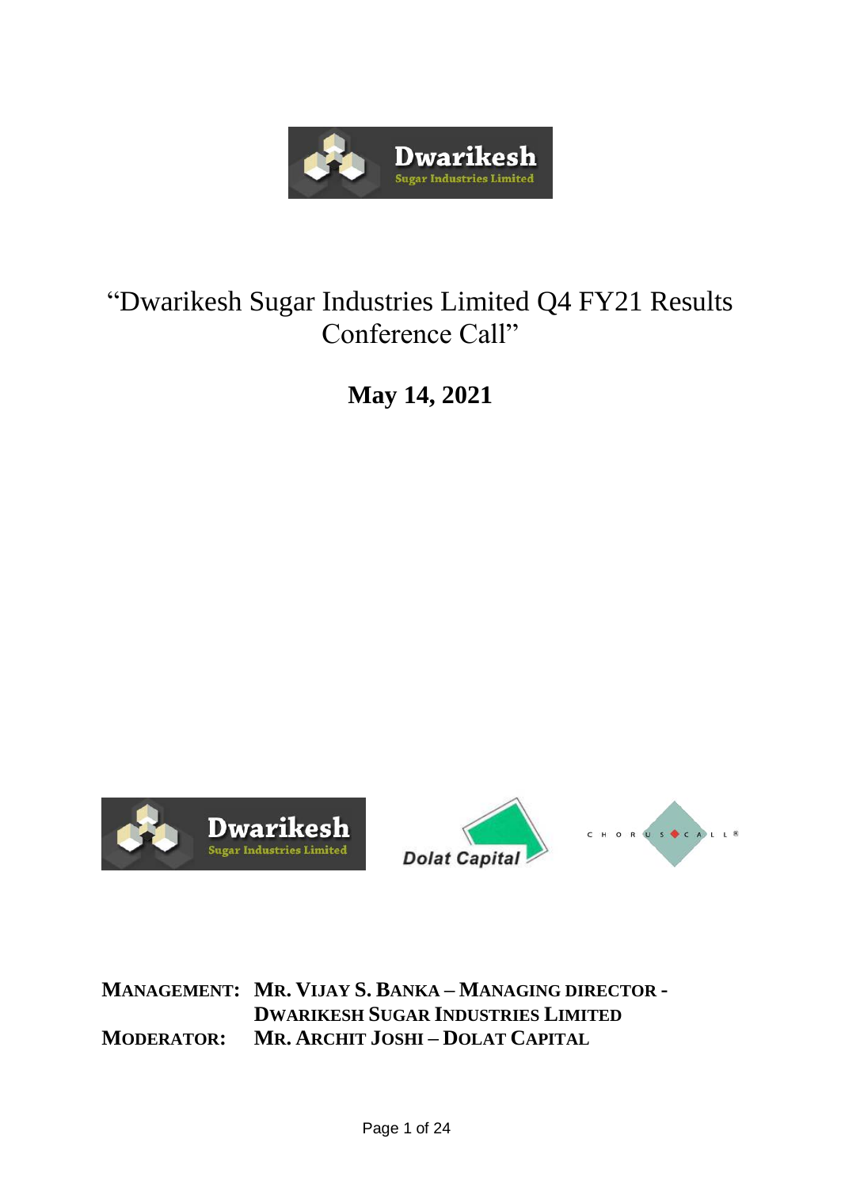# "Dwarikesh Sugar Industries Limited Q4 FY21 Results Conference Call"

**May 14, 2021**

**MANAGEMENT: MR. VIJAY S. BANKA – MANAGING DIRECTOR - DWARIKESH SUGAR INDUSTRIES LIMITED**

**MODERATOR: MR. ARCHIT JOSHI – DOLAT CAPITAL**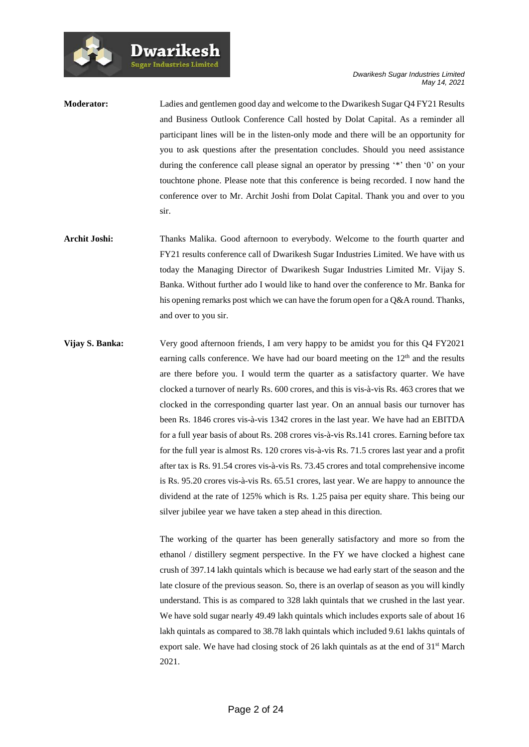**Moderator:** Ladies and gentlemen good day and welcome to the Dwarikesh Sugar Q4 FY21 Results and Business Outlook Conference Call hosted by Dolat Capital. As a reminder all participant lines will be in the listen-only mode and there will be an opportunity for you to ask questions after the presentation concludes. Should you need assistance during the conference call please signal an operator by pressing '*' then '0' on your touchtone phone. Please note that this conference is being recorded. I now hand the conference over to Mr. Archit Joshi from Dolat Capital. Thank you and over to you sir.

**Archit Joshi:** Thanks Malika. Good afternoon to everybody. Welcome to the fourth quarter and FY21 results conference call of Dwarikesh Sugar Industries Limited. We have with us today the Managing Director of Dwarikesh Sugar Industries Limited Mr. Vijay S. Banka. Without further ado I would like to hand over the conference to Mr. Banka for his opening remarks post which we can have the forum open for a Q&A round. Thanks, and over to you sir.

**Vijay S. Banka:** Very good afternoon friends, I am very happy to be amidst you for this Q4 FY2021 earning calls conference. We have had our board meeting on the 12th and the results are there before you. I would term the quarter as a satisfactory quarter. We have clocked a turnover of nearly Rs. 600 crores, and this is vis-à-vis Rs. 463 crores that we clocked in the corresponding quarter last year. On an annual basis our turnover has been Rs. 1846 crores vis-à-vis 1342 crores in the last year. We have had an EBITDA for a full year basis of about Rs. 208 crores vis-à-vis Rs.141 crores. Earning before tax for the full year is almost Rs. 120 crores vis-à-vis Rs. 71.5 crores last year and a profit after tax is Rs. 91.54 crores vis-à-vis Rs. 73.45 crores and total comprehensive income is Rs. 95.20 crores vis-à-vis Rs. 65.51 crores, last year. We are happy to announce the dividend at the rate of 125% which is Rs. 1.25 paisa per equity share. This being our silver jubilee year we have taken a step ahead in this direction.

The working of the quarter has been generally satisfactory and more so from the ethanol / distillery segment perspective. In the FY we have clocked a highest cane crush of 397.14 lakh quintals which is because we had early start of the season and the late closure of the previous season. So, there is an overlap of season as you will kindly understand. This is as compared to 328 lakh quintals that we crushed in the last year. We have sold sugar nearly 49.49 lakh quintals which includes exports sale of about 16 lakh quintals as compared to 38.78 lakh quintals which included 9.61 lakhs quintals of export sale. We have had closing stock of 26 lakh quintals as at the end of 31st March 2021.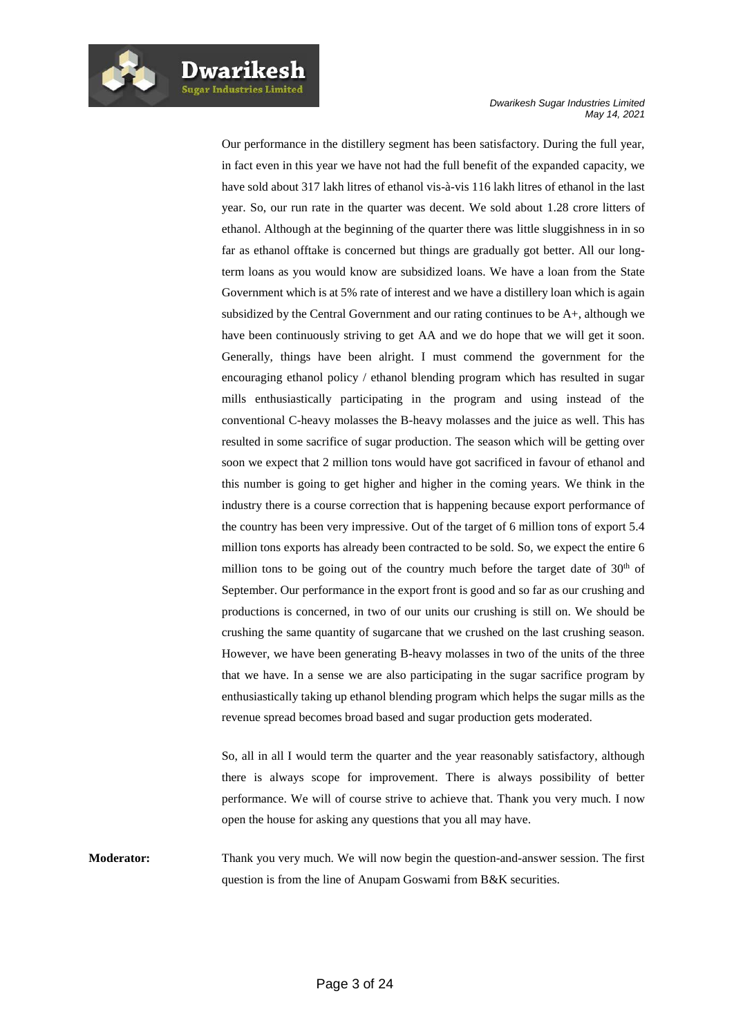Our performance in the distillery segment has been satisfactory. During the full year, in fact even in this year we have not had the full benefit of the expanded capacity, we have sold about 317 lakh litres of ethanol vis-à-vis 116 lakh litres of ethanol in the last year. So, our run rate in the quarter was decent. We sold about 1.28 crore litters of ethanol. Although at the beginning of the quarter there was little sluggishness in in so far as ethanol offtake is concerned but things are gradually got better. All our long-term loans as you would know are subsidized loans. We have a loan from the State Government which is at 5% rate of interest and we have a distillery loan which is again subsidized by the Central Government and our rating continues to be A+, although we have been continuously striving to get AA and we do hope that we will get it soon. Generally, things have been alright. I must commend the government for the encouraging ethanol policy / ethanol blending program which has resulted in sugar mills enthusiastically participating in the program and using instead of the conventional C-heavy molasses the B-heavy molasses and the juice as well. This has resulted in some sacrifice of sugar production. The season which will be getting over soon we expect that 2 million tons would have got sacrificed in favour of ethanol and this number is going to get higher and higher in the coming years. We think in the industry there is a course correction that is happening because export performance of the country has been very impressive. Out of the target of 6 million tons of export 5.4 million tons exports has already been contracted to be sold. So, we expect the entire 6 million tons to be going out of the country much before the target date of 30th of September. Our performance in the export front is good and so far as our crushing and productions is concerned, in two of our units our crushing is still on. We should be crushing the same quantity of sugarcane that we crushed on the last crushing season. However, we have been generating B-heavy molasses in two of the units of the three that we have. In a sense we are also participating in the sugar sacrifice program by enthusiastically taking up ethanol blending program which helps the sugar mills as the revenue spread becomes broad based and sugar production gets moderated.

So, all in all I would term the quarter and the year reasonably satisfactory, although there is always scope for improvement. There is always possibility of better performance. We will of course strive to achieve that. Thank you very much. I now open the house for asking any questions that you all may have.

**Moderator:** Thank you very much. We will now begin the question-and-answer session. The first question is from the line of Anupam Goswami from B&K securities.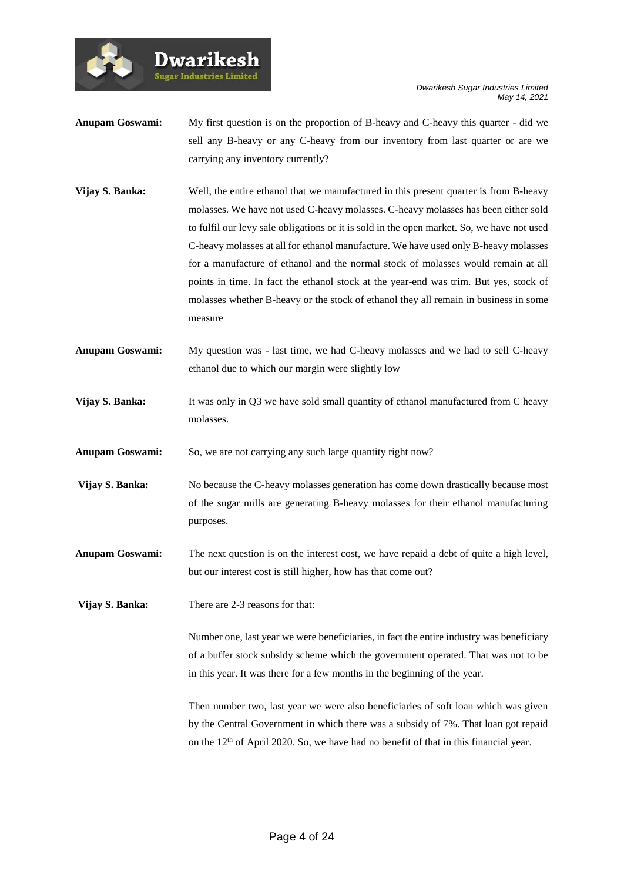**Anupam Goswami:** My first question is on the proportion of B-heavy and C-heavy this quarter - did we sell any B-heavy or any C-heavy from our inventory from last quarter or are we carrying any inventory currently?

**Vijay S. Banka:** Well, the entire ethanol that we manufactured in this present quarter is from B-heavy molasses. We have not used C-heavy molasses. C-heavy molasses has been either sold to fulfil our levy sale obligations or it is sold in the open market. So, we have not used C-heavy molasses at all for ethanol manufacture. We have used only B-heavy molasses for a manufacture of ethanol and the normal stock of molasses would remain at all points in time. In fact the ethanol stock at the year-end was trim. But yes, stock of molasses whether B-heavy or the stock of ethanol they all remain in business in some measure

**Anupam Goswami:** My question was - last time, we had C-heavy molasses and we had to sell C-heavy ethanol due to which our margin were slightly low

**Vijay S. Banka:** It was only in Q3 we have sold small quantity of ethanol manufactured from C heavy molasses.

**Anupam Goswami:** So, we are not carrying any such large quantity right now?

**Vijay S. Banka:** No because the C-heavy molasses generation has come down drastically because most of the sugar mills are generating B-heavy molasses for their ethanol manufacturing purposes.

**Anupam Goswami:** The next question is on the interest cost, we have repaid a debt of quite a high level, but our interest cost is still higher, how has that come out?

**Vijay S. Banka:** There are 2-3 reasons for that:

Number one, last year we were beneficiaries, in fact the entire industry was beneficiary of a buffer stock subsidy scheme which the government operated. That was not to be in this year. It was there for a few months in the beginning of the year.

Then number two, last year we were also beneficiaries of soft loan which was given by the Central Government in which there was a subsidy of 7%. That loan got repaid on the 12th of April 2020. So, we have had no benefit of that in this financial year.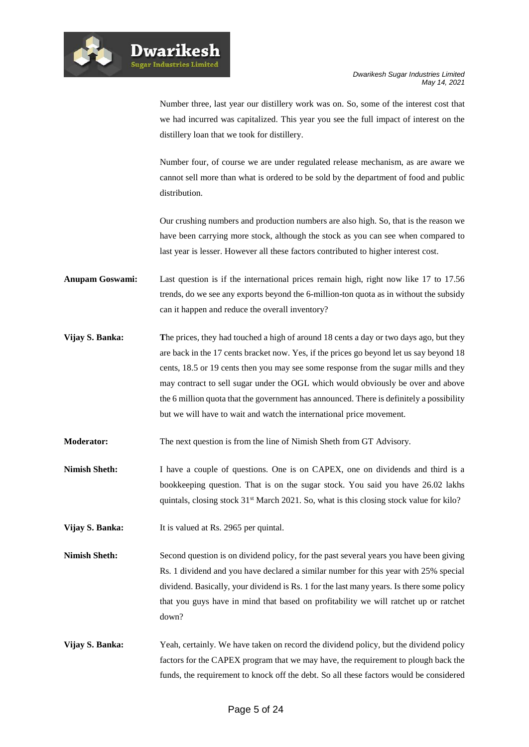Number three, last year our distillery work was on. So, some of the interest cost that we had incurred was capitalized. This year you see the full impact of interest on the distillery loan that we took for distillery.

Number four, of course we are under regulated release mechanism, as are aware we cannot sell more than what is ordered to be sold by the department of food and public distribution.

Our crushing numbers and production numbers are also high. So, that is the reason we have been carrying more stock, although the stock as you can see when compared to last year is lesser. However all these factors contributed to higher interest cost.

**Anupam Goswami:** Last question is if the international prices remain high, right now like 17 to 17.56 trends, do we see any exports beyond the 6-million-ton quota as in without the subsidy can it happen and reduce the overall inventory?

**Vijay S. Banka:** The prices, they had touched a high of around 18 cents a day or two days ago, but they are back in the 17 cents bracket now. Yes, if the prices go beyond let us say beyond 18 cents, 18.5 or 19 cents then you may see some response from the sugar mills and they may contract to sell sugar under the OGL which would obviously be over and above the 6 million quota that the government has announced. There is definitely a possibility but we will have to wait and watch the international price movement.

**Moderator:** The next question is from the line of Nimish Sheth from GT Advisory.

**Nimish Sheth:** I have a couple of questions. One is on CAPEX, one on dividends and third is a bookkeeping question. That is on the sugar stock. You said you have 26.02 lakhs quintals, closing stock 31st March 2021. So, what is this closing stock value for kilo?

**Vijay S. Banka:** It is valued at Rs. 2965 per quintal.

**Nimish Sheth:** Second question is on dividend policy, for the past several years you have been giving Rs. 1 dividend and you have declared a similar number for this year with 25% special dividend. Basically, your dividend is Rs. 1 for the last many years. Is there some policy that you guys have in mind that based on profitability we will ratchet up or ratchet down?

**Vijay S. Banka:** Yeah, certainly. We have taken on record the dividend policy, but the dividend policy factors for the CAPEX program that we may have, the requirement to plough back the funds, the requirement to knock off the debt. So all these factors would be considered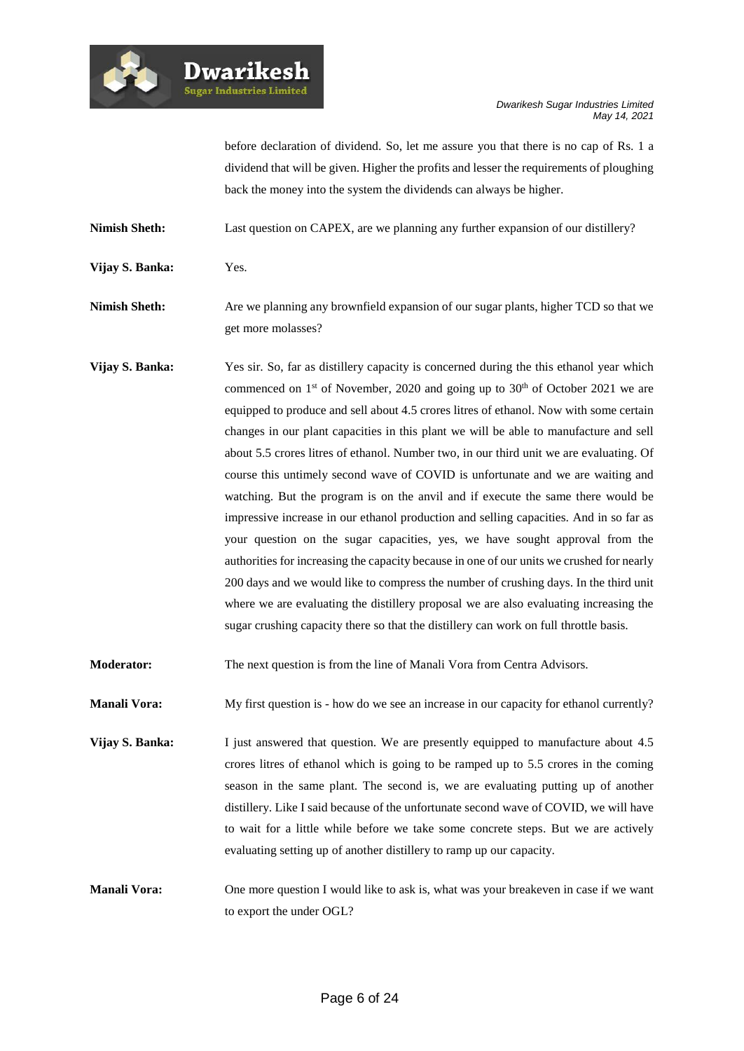before declaration of dividend. So, let me assure you that there is no cap of Rs. 1 a dividend that will be given. Higher the profits and lesser the requirements of ploughing back the money into the system the dividends can always be higher.

**Nimish Sheth:** Last question on CAPEX, are we planning any further expansion of our distillery?

**Vijay S. Banka:** Yes.

**Nimish Sheth:** Are we planning any brownfield expansion of our sugar plants, higher TCD so that we get more molasses?

**Vijay S. Banka:** Yes sir. So, far as distillery capacity is concerned during the this ethanol year which commenced on 1st of November, 2020 and going up to 30th of October 2021 we are equipped to produce and sell about 4.5 crores litres of ethanol. Now with some certain changes in our plant capacities in this plant we will be able to manufacture and sell about 5.5 crores litres of ethanol. Number two, in our third unit we are evaluating. Of course this untimely second wave of COVID is unfortunate and we are waiting and watching. But the program is on the anvil and if execute the same there would be impressive increase in our ethanol production and selling capacities. And in so far as your question on the sugar capacities, yes, we have sought approval from the authorities for increasing the capacity because in one of our units we crushed for nearly 200 days and we would like to compress the number of crushing days. In the third unit where we are evaluating the distillery proposal we are also evaluating increasing the sugar crushing capacity there so that the distillery can work on full throttle basis.

**Moderator:** The next question is from the line of Manali Vora from Centra Advisors.

**Manali Vora:** My first question is - how do we see an increase in our capacity for ethanol currently?

**Vijay S. Banka:** I just answered that question. We are presently equipped to manufacture about 4.5 crores litres of ethanol which is going to be ramped up to 5.5 crores in the coming season in the same plant. The second is, we are evaluating putting up of another distillery. Like I said because of the unfortunate second wave of COVID, we will have to wait for a little while before we take some concrete steps. But we are actively evaluating setting up of another distillery to ramp up our capacity.

**Manali Vora:** One more question I would like to ask is, what was your breakeven in case if we want to export the under OGL?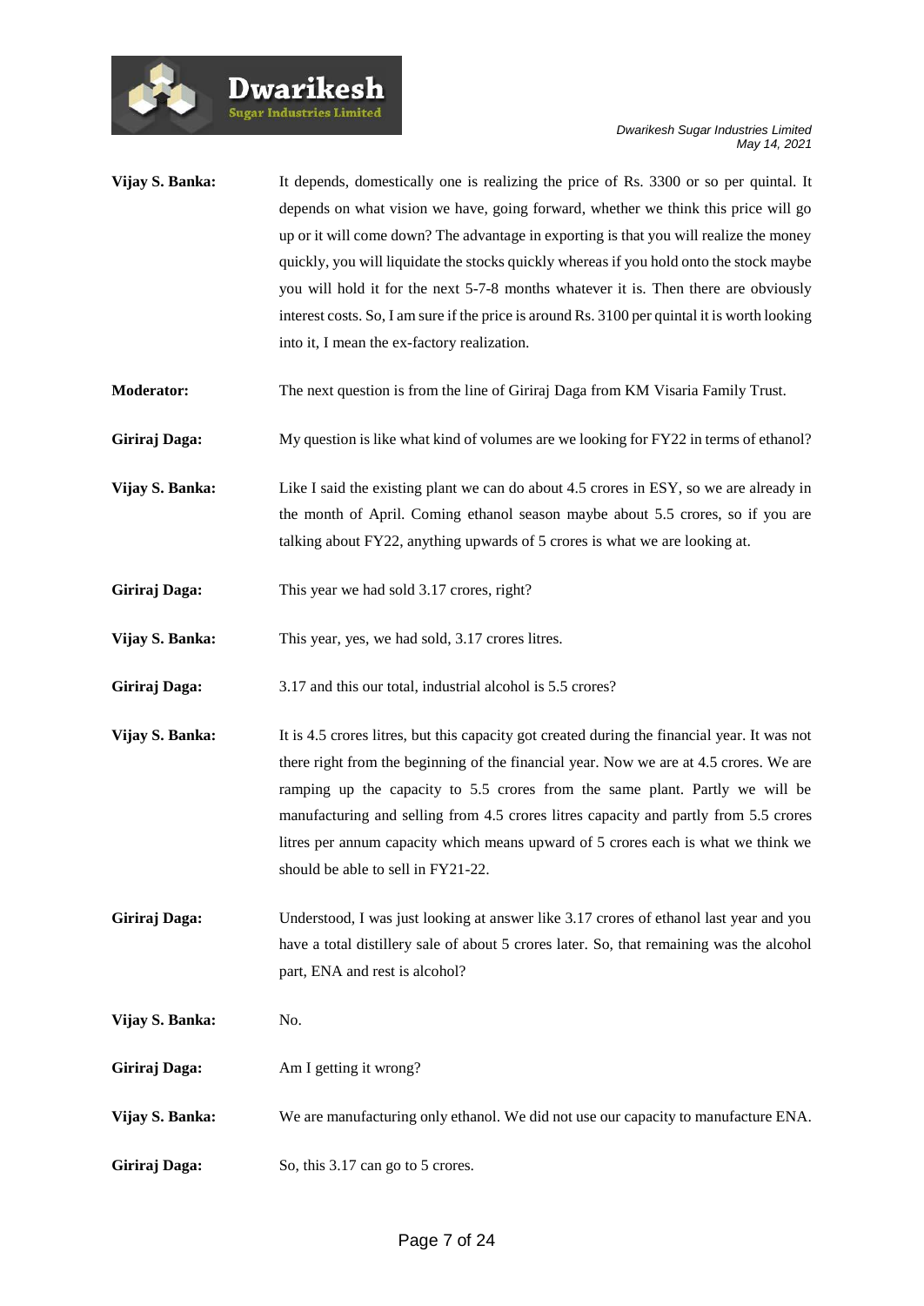**Vijay S. Banka:** It depends, domestically one is realizing the price of Rs. 3300 or so per quintal. It depends on what vision we have, going forward, whether we think this price will go up or it will come down? The advantage in exporting is that you will realize the money quickly, you will liquidate the stocks quickly whereas if you hold onto the stock maybe you will hold it for the next 5-7-8 months whatever it is. Then there are obviously interest costs. So, I am sure if the price is around Rs. 3100 per quintal it is worth looking into it, I mean the ex-factory realization.

**Moderator:** The next question is from the line of Giriraj Daga from KM Visaria Family Trust.

**Giriraj Daga:** My question is like what kind of volumes are we looking for FY22 in terms of ethanol?

**Vijay S. Banka:** Like I said the existing plant we can do about 4.5 crores in ESY, so we are already in the month of April. Coming ethanol season maybe about 5.5 crores, so if you are talking about FY22, anything upwards of 5 crores is what we are looking at.

**Giriraj Daga:** This year we had sold 3.17 crores, right?

**Vijay S. Banka:** This year, yes, we had sold, 3.17 crores litres.

**Giriraj Daga:** 3.17 and this our total, industrial alcohol is 5.5 crores?

**Vijay S. Banka:** It is 4.5 crores litres, but this capacity got created during the financial year. It was not there right from the beginning of the financial year. Now we are at 4.5 crores. We are ramping up the capacity to 5.5 crores from the same plant. Partly we will be manufacturing and selling from 4.5 crores litres capacity and partly from 5.5 crores litres per annum capacity which means upward of 5 crores each is what we think we should be able to sell in FY21-22.

**Giriraj Daga:** Understood, I was just looking at answer like 3.17 crores of ethanol last year and you have a total distillery sale of about 5 crores later. So, that remaining was the alcohol part, ENA and rest is alcohol?

**Vijay S. Banka:** No.

**Giriraj Daga:** Am I getting it wrong?

**Vijay S. Banka:** We are manufacturing only ethanol. We did not use our capacity to manufacture ENA.

**Giriraj Daga:** So, this 3.17 can go to 5 crores.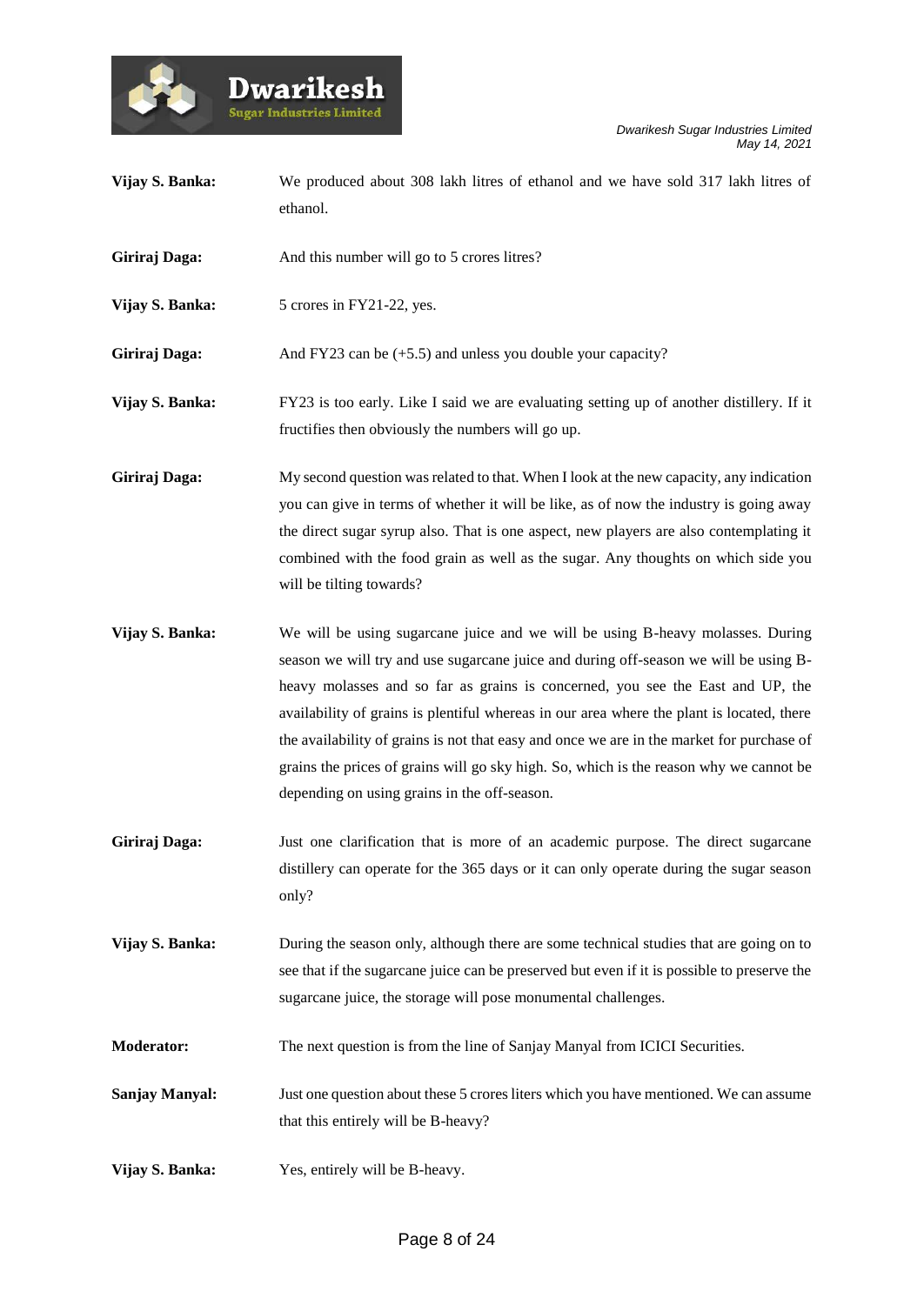**Vijay S. Banka:** We produced about 308 lakh litres of ethanol and we have sold 317 lakh litres of ethanol.

**Giriraj Daga:** And this number will go to 5 crores litres?

**Vijay S. Banka:** 5 crores in FY21-22, yes.

**Giriraj Daga:** And FY23 can be (+5.5) and unless you double your capacity?

**Vijay S. Banka:** FY23 is too early. Like I said we are evaluating setting up of another distillery. If it fructifies then obviously the numbers will go up.

**Giriraj Daga:** My second question was related to that. When I look at the new capacity, any indication you can give in terms of whether it will be like, as of now the industry is going away the direct sugar syrup also. That is one aspect, new players are also contemplating it combined with the food grain as well as the sugar. Any thoughts on which side you will be tilting towards?

**Vijay S. Banka:** We will be using sugarcane juice and we will be using B-heavy molasses. During season we will try and use sugarcane juice and during off-season we will be using B-heavy molasses and so far as grains is concerned, you see the East and UP, the availability of grains is plentiful whereas in our area where the plant is located, there the availability of grains is not that easy and once we are in the market for purchase of grains the prices of grains will go sky high. So, which is the reason why we cannot be depending on using grains in the off-season.

**Giriraj Daga:** Just one clarification that is more of an academic purpose. The direct sugarcane distillery can operate for the 365 days or it can only operate during the sugar season only?

**Vijay S. Banka:** During the season only, although there are some technical studies that are going on to see that if the sugarcane juice can be preserved but even if it is possible to preserve the sugarcane juice, the storage will pose monumental challenges.

**Moderator:** The next question is from the line of Sanjay Manyal from ICICI Securities.

**Sanjay Manyal:** Just one question about these 5 crores liters which you have mentioned. We can assume that this entirely will be B-heavy?

**Vijay S. Banka:** Yes, entirely will be B-heavy.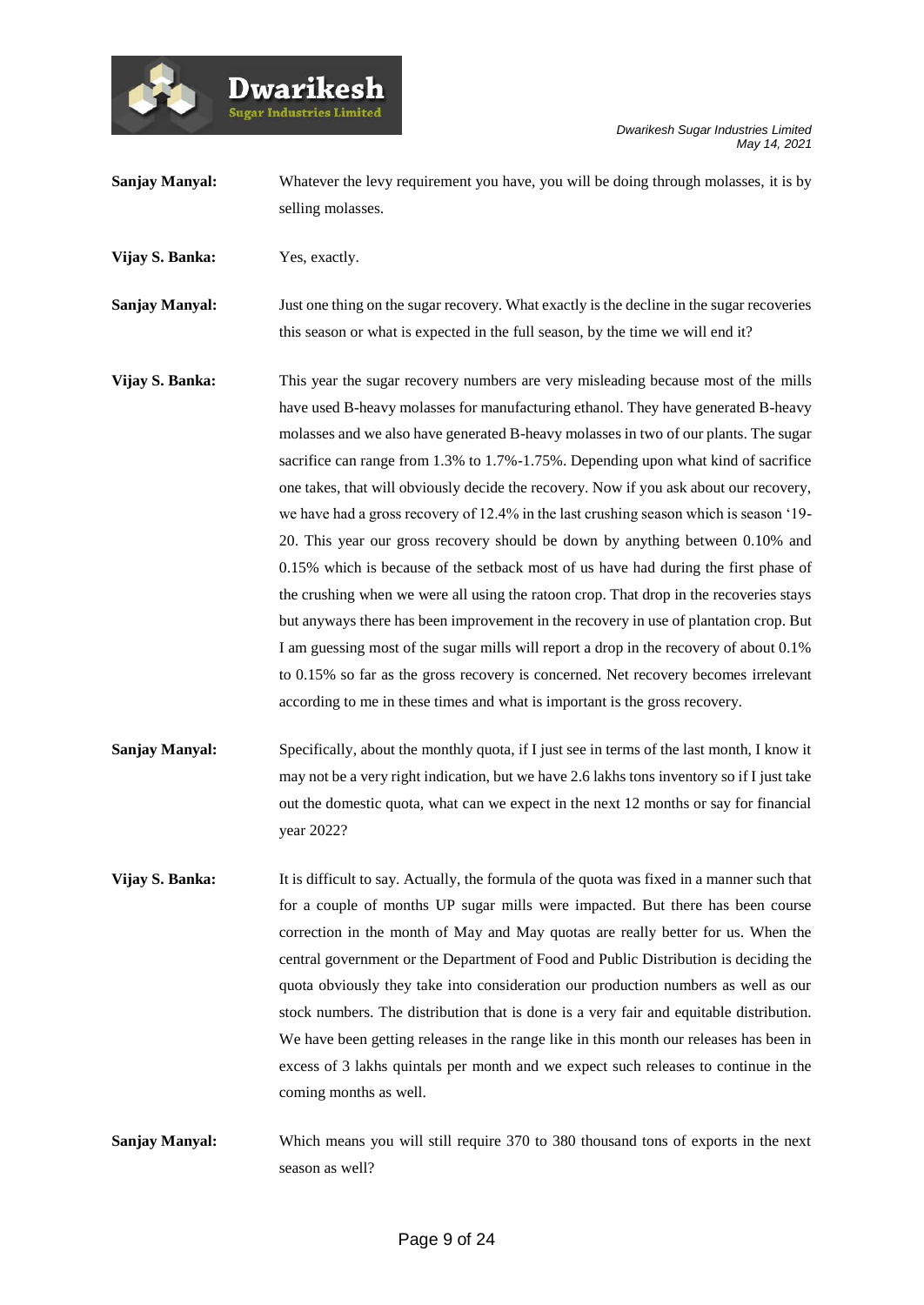**Sanjay Manyal:** Whatever the levy requirement you have, you will be doing through molasses, it is by selling molasses.

**Vijay S. Banka:** Yes, exactly.

**Sanjay Manyal:** Just one thing on the sugar recovery. What exactly is the decline in the sugar recoveries this season or what is expected in the full season, by the time we will end it?

**Vijay S. Banka:** This year the sugar recovery numbers are very misleading because most of the mills have used B-heavy molasses for manufacturing ethanol. They have generated B-heavy molasses and we also have generated B-heavy molasses in two of our plants. The sugar sacrifice can range from 1.3% to 1.7%-1.75%. Depending upon what kind of sacrifice one takes, that will obviously decide the recovery. Now if you ask about our recovery, we have had a gross recovery of 12.4% in the last crushing season which is season '19-20. This year our gross recovery should be down by anything between 0.10% and 0.15% which is because of the setback most of us have had during the first phase of the crushing when we were all using the ratoon crop. That drop in the recoveries stays but anyways there has been improvement in the recovery in use of plantation crop. But I am guessing most of the sugar mills will report a drop in the recovery of about 0.1% to 0.15% so far as the gross recovery is concerned. Net recovery becomes irrelevant according to me in these times and what is important is the gross recovery.

**Sanjay Manyal:** Specifically, about the monthly quota, if I just see in terms of the last month, I know it may not be a very right indication, but we have 2.6 lakhs tons inventory so if I just take out the domestic quota, what can we expect in the next 12 months or say for financial year 2022?

**Vijay S. Banka:** It is difficult to say. Actually, the formula of the quota was fixed in a manner such that for a couple of months UP sugar mills were impacted. But there has been course correction in the month of May and May quotas are really better for us. When the central government or the Department of Food and Public Distribution is deciding the quota obviously they take into consideration our production numbers as well as our stock numbers. The distribution that is done is a very fair and equitable distribution. We have been getting releases in the range like in this month our releases has been in excess of 3 lakhs quintals per month and we expect such releases to continue in the coming months as well.

**Sanjay Manyal:** Which means you will still require 370 to 380 thousand tons of exports in the next season as well?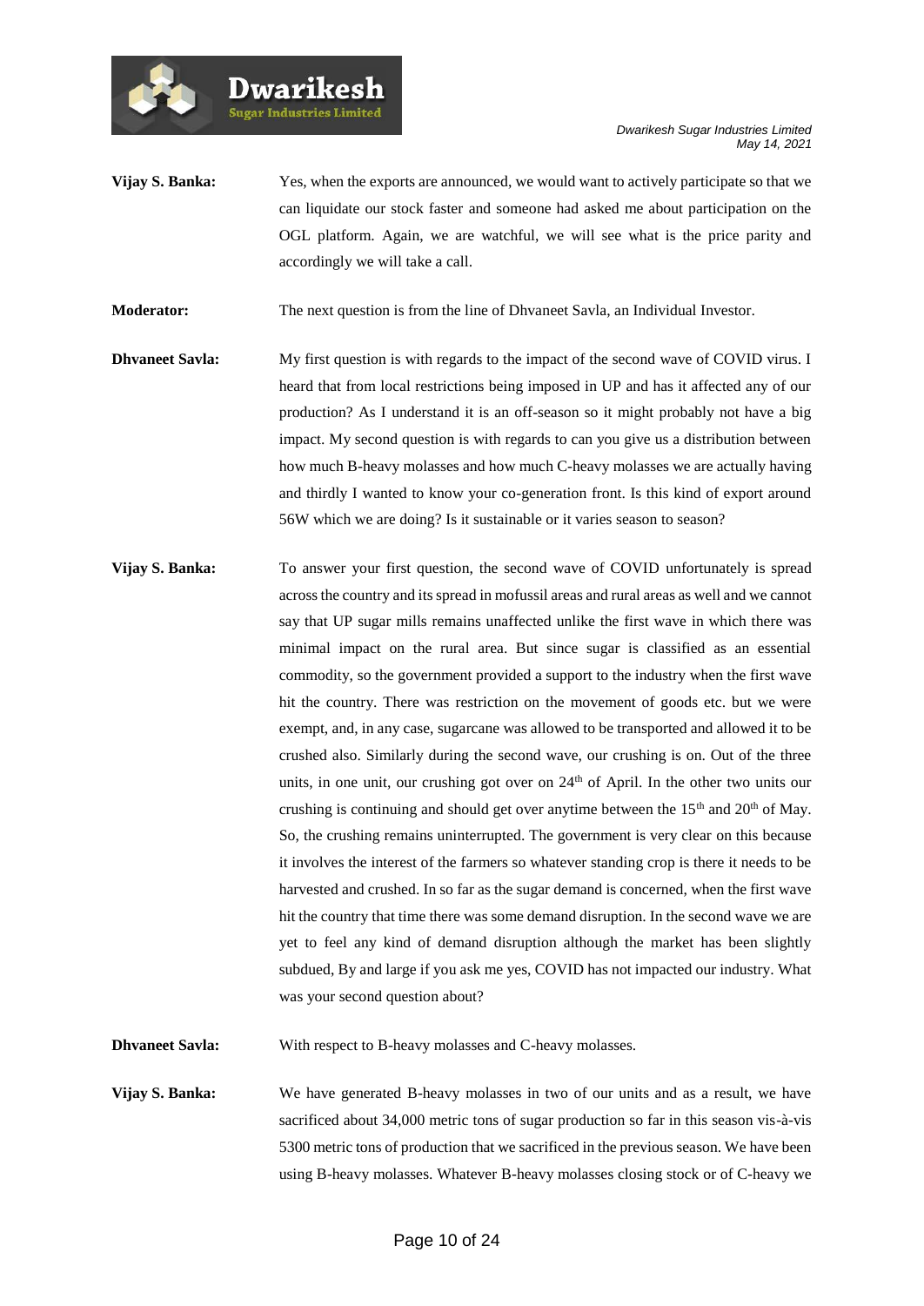**Vijay S. Banka:** Yes, when the exports are announced, we would want to actively participate so that we can liquidate our stock faster and someone had asked me about participation on the OGL platform. Again, we are watchful, we will see what is the price parity and accordingly we will take a call.

**Moderator:** The next question is from the line of Dhvaneet Savla, an Individual Investor.

**Dhvaneet Savla:** My first question is with regards to the impact of the second wave of COVID virus. I heard that from local restrictions being imposed in UP and has it affected any of our production? As I understand it is an off-season so it might probably not have a big impact. My second question is with regards to can you give us a distribution between how much B-heavy molasses and how much C-heavy molasses we are actually having and thirdly I wanted to know your co-generation front. Is this kind of export around 56W which we are doing? Is it sustainable or it varies season to season?

**Vijay S. Banka:** To answer your first question, the second wave of COVID unfortunately is spread across the country and its spread in mofussil areas and rural areas as well and we cannot say that UP sugar mills remains unaffected unlike the first wave in which there was minimal impact on the rural area. But since sugar is classified as an essential commodity, so the government provided a support to the industry when the first wave hit the country. There was restriction on the movement of goods etc. but we were exempt, and, in any case, sugarcane was allowed to be transported and allowed it to be crushed also. Similarly during the second wave, our crushing is on. Out of the three units, in one unit, our crushing got over on 24th of April. In the other two units our crushing is continuing and should get over anytime between the 15th and 20th of May. So, the crushing remains uninterrupted. The government is very clear on this because it involves the interest of the farmers so whatever standing crop is there it needs to be harvested and crushed. In so far as the sugar demand is concerned, when the first wave hit the country that time there was some demand disruption. In the second wave we are yet to feel any kind of demand disruption although the market has been slightly subdued, By and large if you ask me yes, COVID has not impacted our industry. What was your second question about?

**Dhvaneet Savla:** With respect to B-heavy molasses and C-heavy molasses.

**Vijay S. Banka:** We have generated B-heavy molasses in two of our units and as a result, we have sacrificed about 34,000 metric tons of sugar production so far in this season vis-à-vis 5300 metric tons of production that we sacrificed in the previous season. We have been using B-heavy molasses. Whatever B-heavy molasses closing stock or of C-heavy we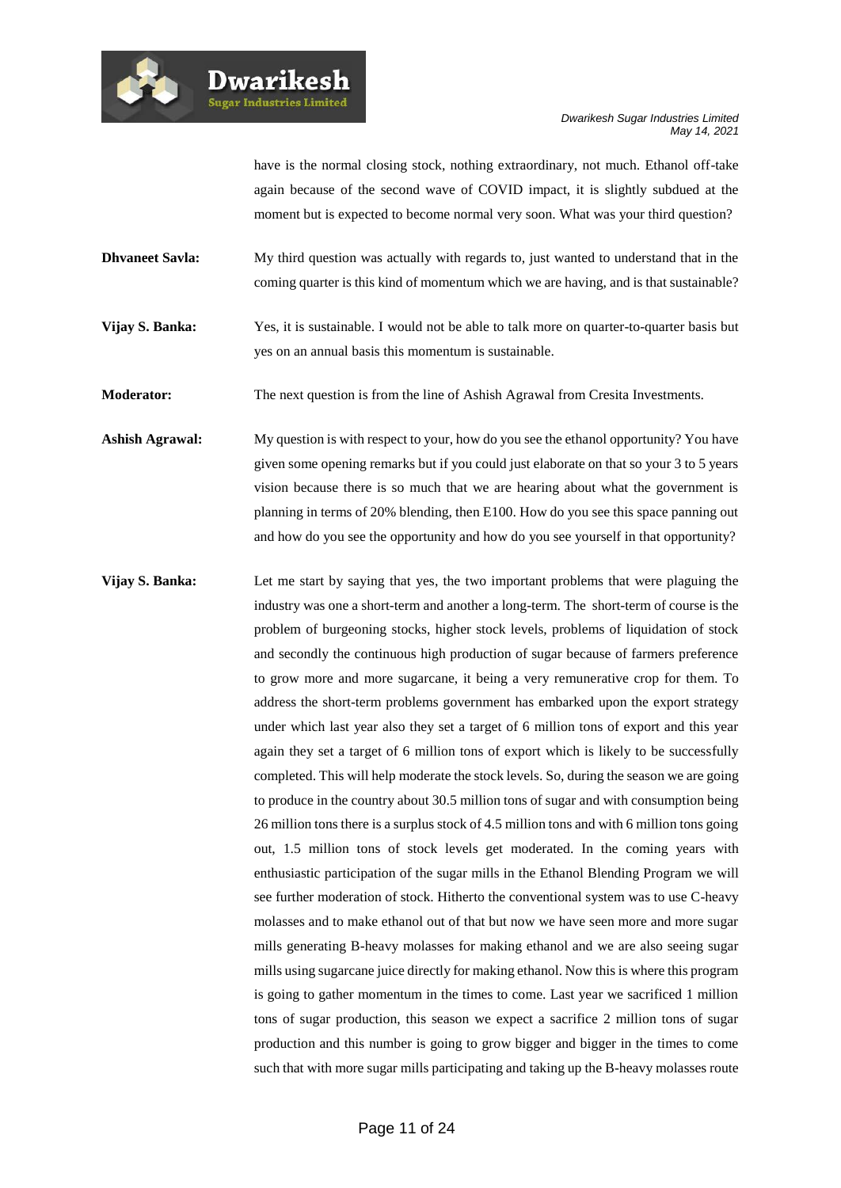have is the normal closing stock, nothing extraordinary, not much. Ethanol off-take again because of the second wave of COVID impact, it is slightly subdued at the moment but is expected to become normal very soon. What was your third question?

**Dhvaneet Savla:** My third question was actually with regards to, just wanted to understand that in the coming quarter is this kind of momentum which we are having, and is that sustainable?

**Vijay S. Banka:** Yes, it is sustainable. I would not be able to talk more on quarter-to-quarter basis but yes on an annual basis this momentum is sustainable.

**Moderator:** The next question is from the line of Ashish Agrawal from Cresita Investments.

**Ashish Agrawal:** My question is with respect to your, how do you see the ethanol opportunity? You have given some opening remarks but if you could just elaborate on that so your 3 to 5 years vision because there is so much that we are hearing about what the government is planning in terms of 20% blending, then E100. How do you see this space panning out and how do you see the opportunity and how do you see yourself in that opportunity?

**Vijay S. Banka:** Let me start by saying that yes, the two important problems that were plaguing the industry was one a short-term and another a long-term. The short-term of course is the problem of burgeoning stocks, higher stock levels, problems of liquidation of stock and secondly the continuous high production of sugar because of farmers preference to grow more and more sugarcane, it being a very remunerative crop for them. To address the short-term problems government has embarked upon the export strategy under which last year also they set a target of 6 million tons of export and this year again they set a target of 6 million tons of export which is likely to be successfully completed. This will help moderate the stock levels. So, during the season we are going to produce in the country about 30.5 million tons of sugar and with consumption being 26 million tons there is a surplus stock of 4.5 million tons and with 6 million tons going out, 1.5 million tons of stock levels get moderated. In the coming years with enthusiastic participation of the sugar mills in the Ethanol Blending Program we will see further moderation of stock. Hitherto the conventional system was to use C-heavy molasses and to make ethanol out of that but now we have seen more and more sugar mills generating B-heavy molasses for making ethanol and we are also seeing sugar mills using sugarcane juice directly for making ethanol. Now this is where this program is going to gather momentum in the times to come. Last year we sacrificed 1 million tons of sugar production, this season we expect a sacrifice 2 million tons of sugar production and this number is going to grow bigger and bigger in the times to come such that with more sugar mills participating and taking up the B-heavy molasses route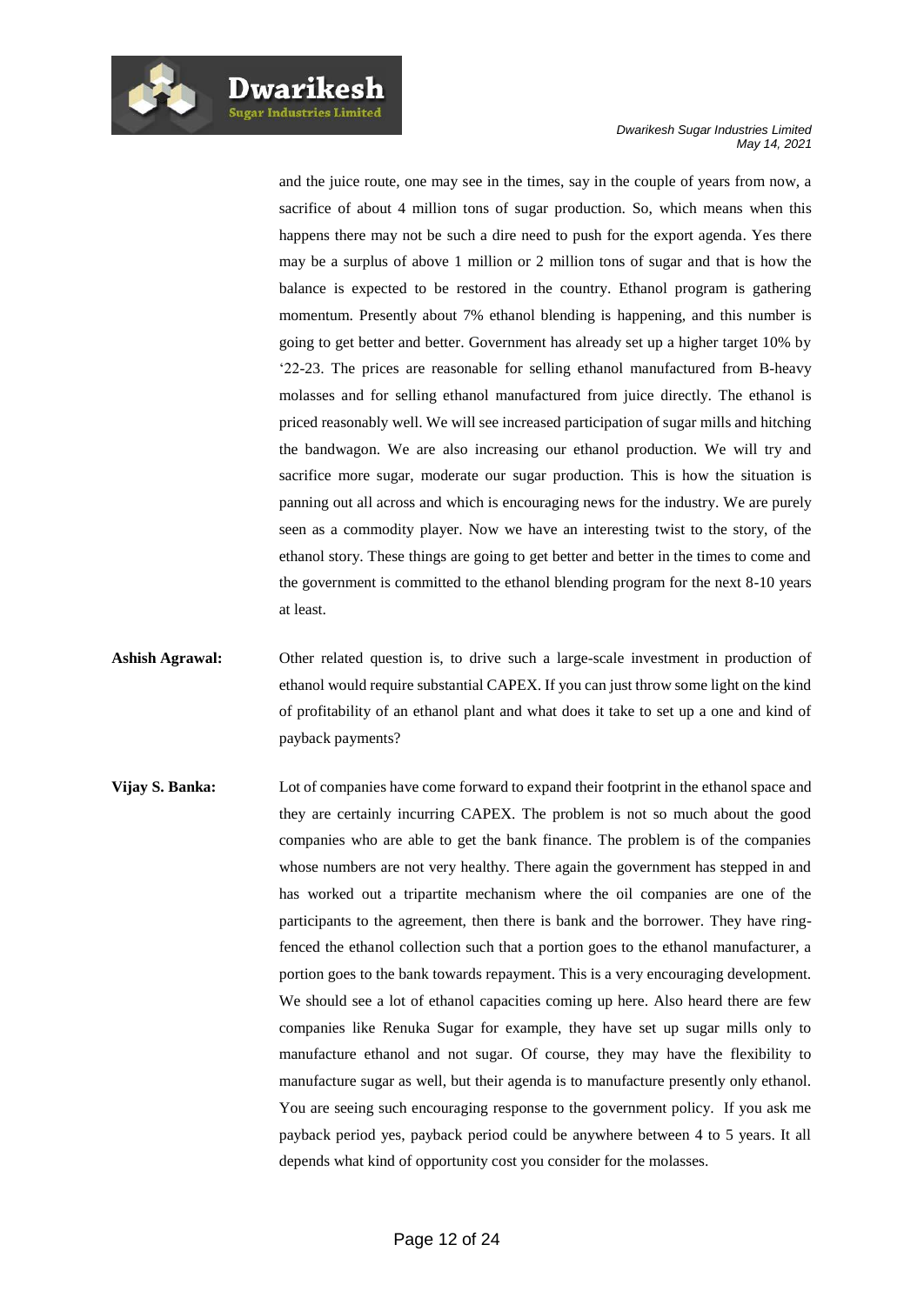and the juice route, one may see in the times, say in the couple of years from now, a sacrifice of about 4 million tons of sugar production. So, which means when this happens there may not be such a dire need to push for the export agenda. Yes there may be a surplus of above 1 million or 2 million tons of sugar and that is how the balance is expected to be restored in the country. Ethanol program is gathering momentum. Presently about 7% ethanol blending is happening, and this number is going to get better and better. Government has already set up a higher target 10% by '22-23. The prices are reasonable for selling ethanol manufactured from B-heavy molasses and for selling ethanol manufactured from juice directly. The ethanol is priced reasonably well. We will see increased participation of sugar mills and hitching the bandwagon. We are also increasing our ethanol production. We will try and sacrifice more sugar, moderate our sugar production. This is how the situation is panning out all across and which is encouraging news for the industry. We are purely seen as a commodity player. Now we have an interesting twist to the story, of the ethanol story. These things are going to get better and better in the times to come and the government is committed to the ethanol blending program for the next 8-10 years at least.

**Ashish Agrawal:** Other related question is, to drive such a large-scale investment in production of ethanol would require substantial CAPEX. If you can just throw some light on the kind of profitability of an ethanol plant and what does it take to set up a one and kind of payback payments?

**Vijay S. Banka:** Lot of companies have come forward to expand their footprint in the ethanol space and they are certainly incurring CAPEX. The problem is not so much about the good companies who are able to get the bank finance. The problem is of the companies whose numbers are not very healthy. There again the government has stepped in and has worked out a tripartite mechanism where the oil companies are one of the participants to the agreement, then there is bank and the borrower. They have ring-fenced the ethanol collection such that a portion goes to the ethanol manufacturer, a portion goes to the bank towards repayment. This is a very encouraging development. We should see a lot of ethanol capacities coming up here. Also heard there are few companies like Renuka Sugar for example, they have set up sugar mills only to manufacture ethanol and not sugar. Of course, they may have the flexibility to manufacture sugar as well, but their agenda is to manufacture presently only ethanol. You are seeing such encouraging response to the government policy. If you ask me payback period yes, payback period could be anywhere between 4 to 5 years. It all depends what kind of opportunity cost you consider for the molasses.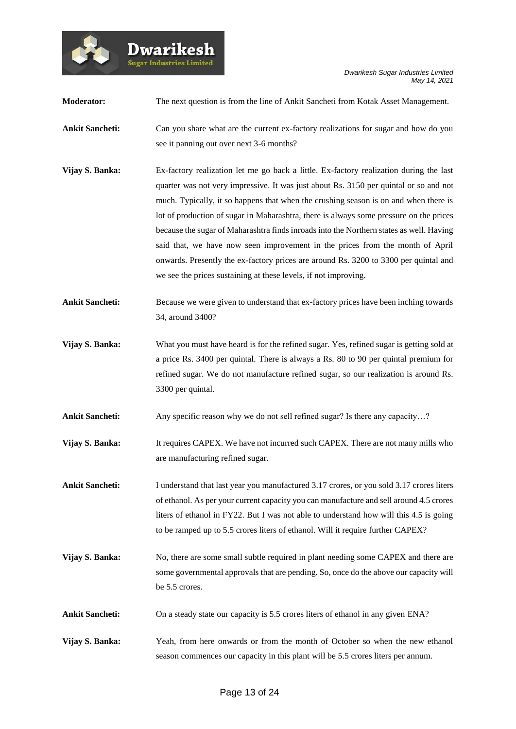**Moderator:** The next question is from the line of Ankit Sancheti from Kotak Asset Management.

**Ankit Sancheti:** Can you share what are the current ex-factory realizations for sugar and how do you see it panning out over next 3-6 months?

**Vijay S. Banka:** Ex-factory realization let me go back a little. Ex-factory realization during the last quarter was not very impressive. It was just about Rs. 3150 per quintal or so and not much. Typically, it so happens that when the crushing season is on and when there is lot of production of sugar in Maharashtra, there is always some pressure on the prices because the sugar of Maharashtra finds inroads into the Northern states as well. Having said that, we have now seen improvement in the prices from the month of April onwards. Presently the ex-factory prices are around Rs. 3200 to 3300 per quintal and we see the prices sustaining at these levels, if not improving.

**Ankit Sancheti:** Because we were given to understand that ex-factory prices have been inching towards 34, around 3400?

**Vijay S. Banka:** What you must have heard is for the refined sugar. Yes, refined sugar is getting sold at a price Rs. 3400 per quintal. There is always a Rs. 80 to 90 per quintal premium for refined sugar. We do not manufacture refined sugar, so our realization is around Rs. 3300 per quintal.

**Ankit Sancheti:** Any specific reason why we do not sell refined sugar? Is there any capacity…?

**Vijay S. Banka:** It requires CAPEX. We have not incurred such CAPEX. There are not many mills who are manufacturing refined sugar.

**Ankit Sancheti:** I understand that last year you manufactured 3.17 crores, or you sold 3.17 crores liters of ethanol. As per your current capacity you can manufacture and sell around 4.5 crores liters of ethanol in FY22. But I was not able to understand how will this 4.5 is going to be ramped up to 5.5 crores liters of ethanol. Will it require further CAPEX?

**Vijay S. Banka:** No, there are some small subtle required in plant needing some CAPEX and there are some governmental approvals that are pending. So, once do the above our capacity will be 5.5 crores.

**Ankit Sancheti:** On a steady state our capacity is 5.5 crores liters of ethanol in any given ENA?

**Vijay S. Banka:** Yeah, from here onwards or from the month of October so when the new ethanol season commences our capacity in this plant will be 5.5 crores liters per annum.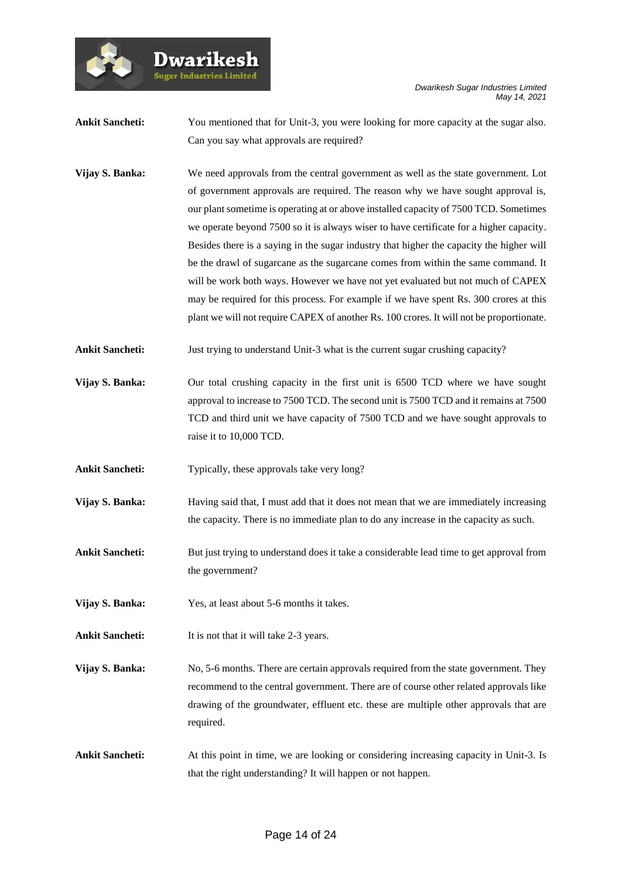**Ankit Sancheti:** You mentioned that for Unit-3, you were looking for more capacity at the sugar also. Can you say what approvals are required?

**Vijay S. Banka:** We need approvals from the central government as well as the state government. Lot of government approvals are required. The reason why we have sought approval is, our plant sometime is operating at or above installed capacity of 7500 TCD. Sometimes we operate beyond 7500 so it is always wiser to have certificate for a higher capacity. Besides there is a saying in the sugar industry that higher the capacity the higher will be the drawl of sugarcane as the sugarcane comes from within the same command. It will be work both ways. However we have not yet evaluated but not much of CAPEX may be required for this process. For example if we have spent Rs. 300 crores at this plant we will not require CAPEX of another Rs. 100 crores. It will not be proportionate.

**Ankit Sancheti:** Just trying to understand Unit-3 what is the current sugar crushing capacity?

**Vijay S. Banka:** Our total crushing capacity in the first unit is 6500 TCD where we have sought approval to increase to 7500 TCD. The second unit is 7500 TCD and it remains at 7500 TCD and third unit we have capacity of 7500 TCD and we have sought approvals to raise it to 10,000 TCD.

**Ankit Sancheti:** Typically, these approvals take very long?

**Vijay S. Banka:** Having said that, I must add that it does not mean that we are immediately increasing the capacity. There is no immediate plan to do any increase in the capacity as such.

**Ankit Sancheti:** But just trying to understand does it take a considerable lead time to get approval from the government?

**Vijay S. Banka:** Yes, at least about 5-6 months it takes.

**Ankit Sancheti:** It is not that it will take 2-3 years.

**Vijay S. Banka:** No, 5-6 months. There are certain approvals required from the state government. They recommend to the central government. There are of course other related approvals like drawing of the groundwater, effluent etc. these are multiple other approvals that are required.

**Ankit Sancheti:** At this point in time, we are looking or considering increasing capacity in Unit-3. Is that the right understanding? It will happen or not happen.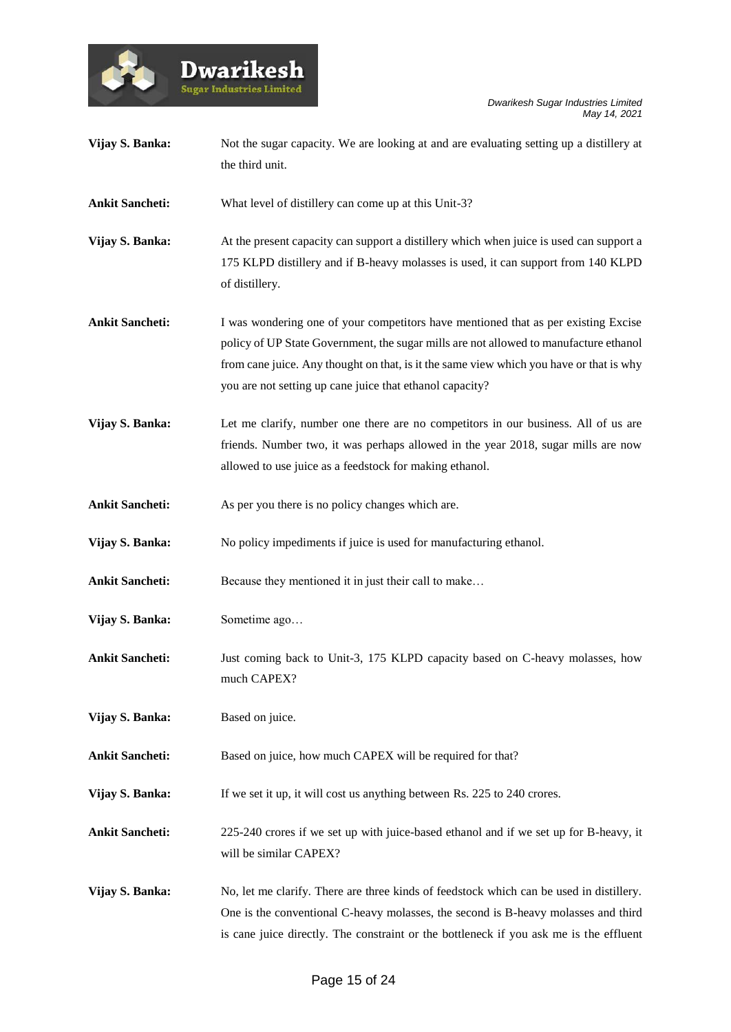**Vijay S. Banka:** Not the sugar capacity. We are looking at and are evaluating setting up a distillery at the third unit.

**Ankit Sancheti:** What level of distillery can come up at this Unit-3?

**Vijay S. Banka:** At the present capacity can support a distillery which when juice is used can support a 175 KLPD distillery and if B-heavy molasses is used, it can support from 140 KLPD of distillery.

**Ankit Sancheti:** I was wondering one of your competitors have mentioned that as per existing Excise policy of UP State Government, the sugar mills are not allowed to manufacture ethanol from cane juice. Any thought on that, is it the same view which you have or that is why you are not setting up cane juice that ethanol capacity?

**Vijay S. Banka:** Let me clarify, number one there are no competitors in our business. All of us are friends. Number two, it was perhaps allowed in the year 2018, sugar mills are now allowed to use juice as a feedstock for making ethanol.

**Ankit Sancheti:** As per you there is no policy changes which are.

**Vijay S. Banka:** No policy impediments if juice is used for manufacturing ethanol.

**Ankit Sancheti:** Because they mentioned it in just their call to make…

**Vijay S. Banka:** Sometime ago…

**Ankit Sancheti:** Just coming back to Unit-3, 175 KLPD capacity based on C-heavy molasses, how much CAPEX?

**Vijay S. Banka:** Based on juice.

**Ankit Sancheti:** Based on juice, how much CAPEX will be required for that?

**Vijay S. Banka:** If we set it up, it will cost us anything between Rs. 225 to 240 crores.

**Ankit Sancheti:** 225-240 crores if we set up with juice-based ethanol and if we set up for B-heavy, it will be similar CAPEX?

**Vijay S. Banka:** No, let me clarify. There are three kinds of feedstock which can be used in distillery. One is the conventional C-heavy molasses, the second is B-heavy molasses and third is cane juice directly. The constraint or the bottleneck if you ask me is the effluent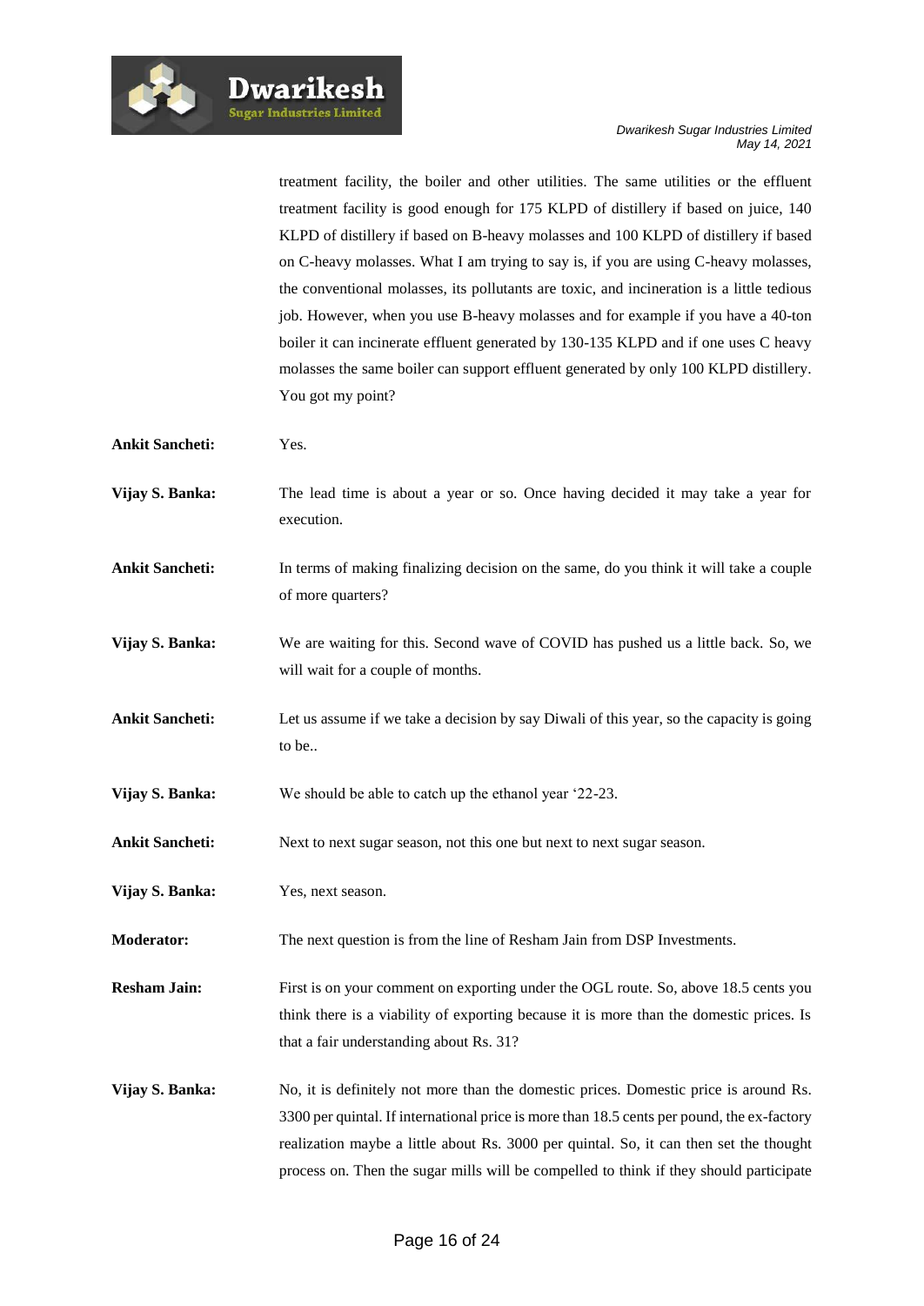treatment facility, the boiler and other utilities. The same utilities or the effluent treatment facility is good enough for 175 KLPD of distillery if based on juice, 140 KLPD of distillery if based on B-heavy molasses and 100 KLPD of distillery if based on C-heavy molasses. What I am trying to say is, if you are using C-heavy molasses, the conventional molasses, its pollutants are toxic, and incineration is a little tedious job. However, when you use B-heavy molasses and for example if you have a 40-ton boiler it can incinerate effluent generated by 130-135 KLPD and if one uses C heavy molasses the same boiler can support effluent generated by only 100 KLPD distillery. You got my point?

**Ankit Sancheti:** Yes.

**Vijay S. Banka:** The lead time is about a year or so. Once having decided it may take a year for execution.

**Ankit Sancheti:** In terms of making finalizing decision on the same, do you think it will take a couple of more quarters?

**Vijay S. Banka:** We are waiting for this. Second wave of COVID has pushed us a little back. So, we will wait for a couple of months.

**Ankit Sancheti:** Let us assume if we take a decision by say Diwali of this year, so the capacity is going to be..

**Vijay S. Banka:** We should be able to catch up the ethanol year '22-23.

**Ankit Sancheti:** Next to next sugar season, not this one but next to next sugar season.

**Vijay S. Banka:** Yes, next season.

**Moderator:** The next question is from the line of Resham Jain from DSP Investments.

**Resham Jain:** First is on your comment on exporting under the OGL route. So, above 18.5 cents you think there is a viability of exporting because it is more than the domestic prices. Is that a fair understanding about Rs. 31?

**Vijay S. Banka:** No, it is definitely not more than the domestic prices. Domestic price is around Rs. 3300 per quintal. If international price is more than 18.5 cents per pound, the ex-factory realization maybe a little about Rs. 3000 per quintal. So, it can then set the thought process on. Then the sugar mills will be compelled to think if they should participate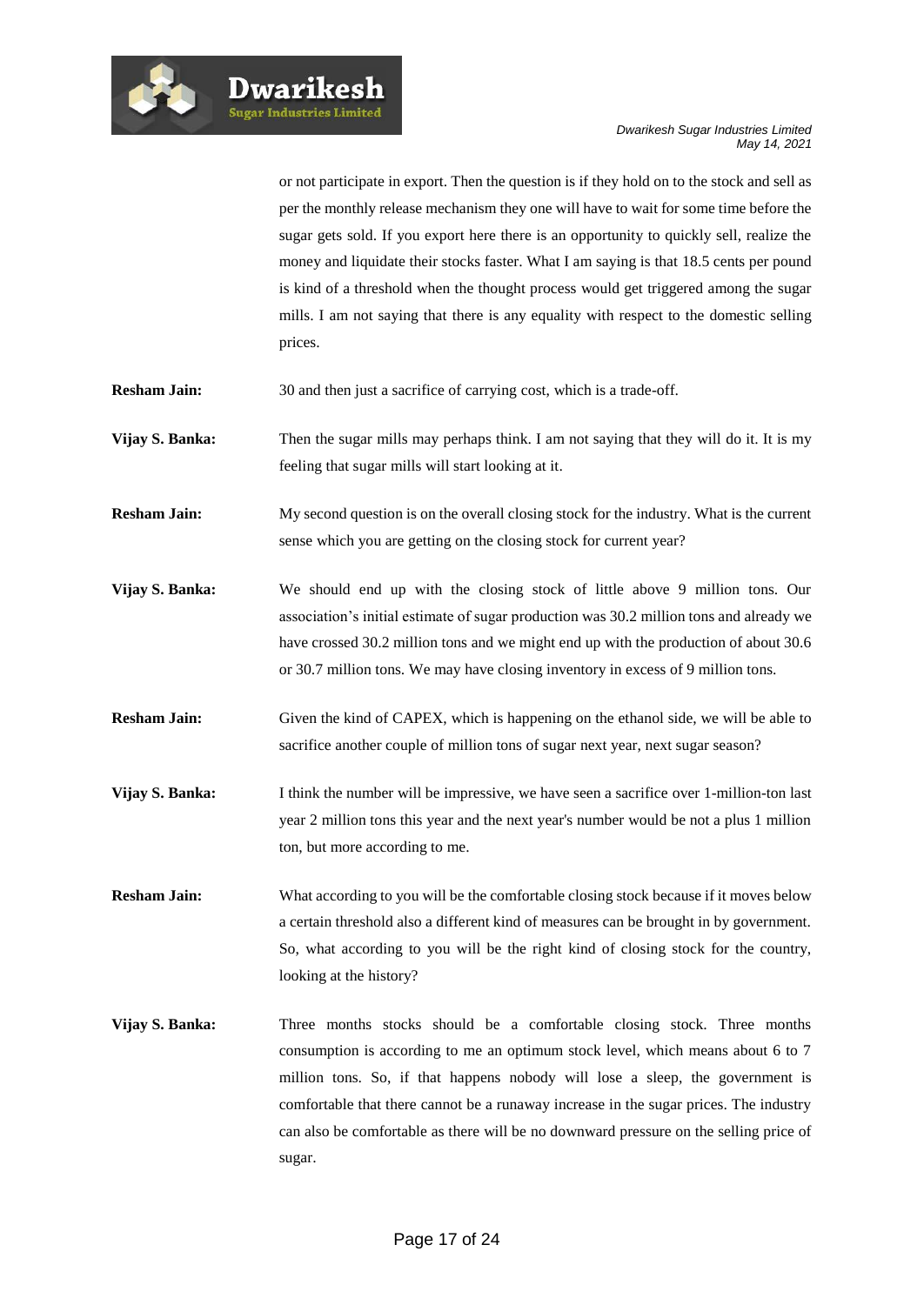or not participate in export. Then the question is if they hold on to the stock and sell as per the monthly release mechanism they one will have to wait for some time before the sugar gets sold. If you export here there is an opportunity to quickly sell, realize the money and liquidate their stocks faster. What I am saying is that 18.5 cents per pound is kind of a threshold when the thought process would get triggered among the sugar mills. I am not saying that there is any equality with respect to the domestic selling prices.

**Resham Jain:** 30 and then just a sacrifice of carrying cost, which is a trade-off.

**Vijay S. Banka:** Then the sugar mills may perhaps think. I am not saying that they will do it. It is my feeling that sugar mills will start looking at it.

**Resham Jain:** My second question is on the overall closing stock for the industry. What is the current sense which you are getting on the closing stock for current year?

**Vijay S. Banka:** We should end up with the closing stock of little above 9 million tons. Our association's initial estimate of sugar production was 30.2 million tons and already we have crossed 30.2 million tons and we might end up with the production of about 30.6 or 30.7 million tons. We may have closing inventory in excess of 9 million tons.

**Resham Jain:** Given the kind of CAPEX, which is happening on the ethanol side, we will be able to sacrifice another couple of million tons of sugar next year, next sugar season?

**Vijay S. Banka:** I think the number will be impressive, we have seen a sacrifice over 1-million-ton last year 2 million tons this year and the next year's number would be not a plus 1 million ton, but more according to me.

**Resham Jain:** What according to you will be the comfortable closing stock because if it moves below a certain threshold also a different kind of measures can be brought in by government. So, what according to you will be the right kind of closing stock for the country, looking at the history?

**Vijay S. Banka:** Three months stocks should be a comfortable closing stock. Three months consumption is according to me an optimum stock level, which means about 6 to 7 million tons. So, if that happens nobody will lose a sleep, the government is comfortable that there cannot be a runaway increase in the sugar prices. The industry can also be comfortable as there will be no downward pressure on the selling price of sugar.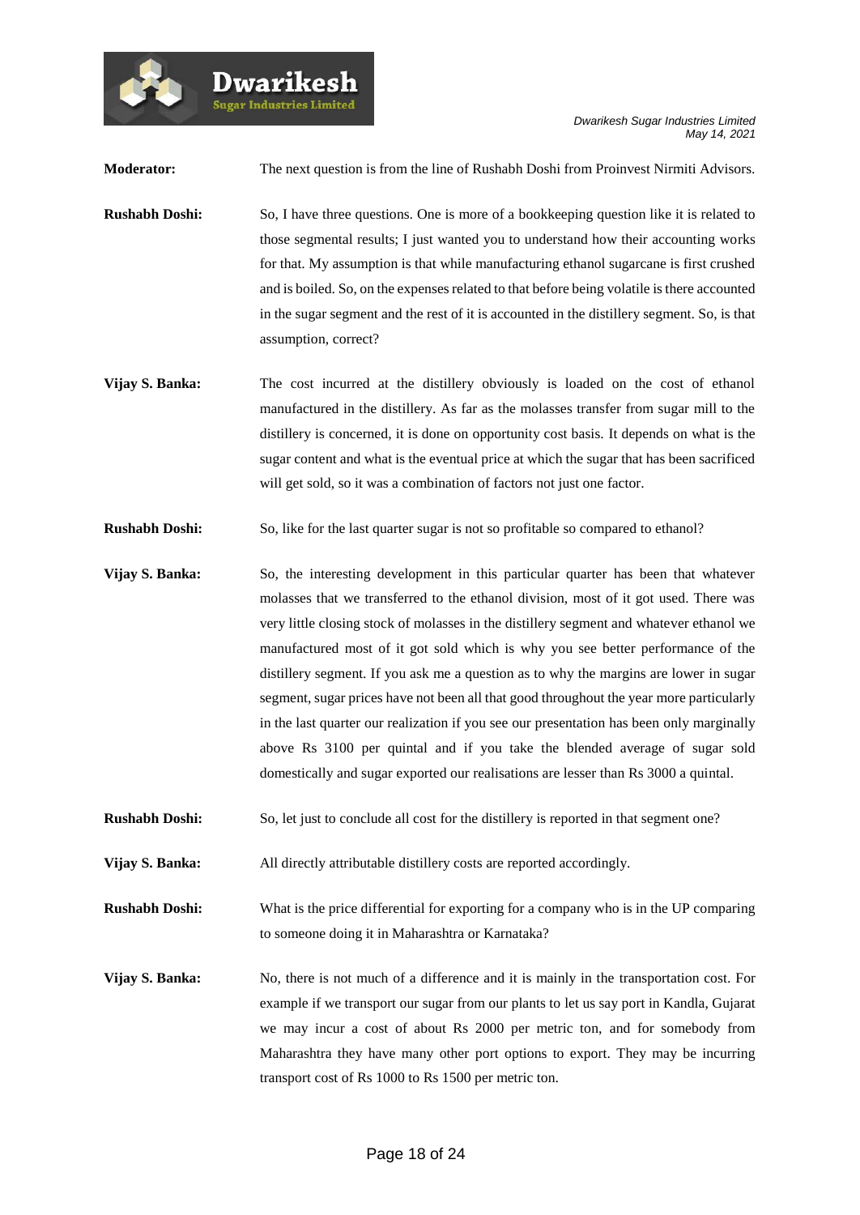**Moderator:** The next question is from the line of Rushabh Doshi from Proinvest Nirmiti Advisors.

**Rushabh Doshi:** So, I have three questions. One is more of a bookkeeping question like it is related to those segmental results; I just wanted you to understand how their accounting works for that. My assumption is that while manufacturing ethanol sugarcane is first crushed and is boiled. So, on the expenses related to that before being volatile is there accounted in the sugar segment and the rest of it is accounted in the distillery segment. So, is that assumption, correct?

**Vijay S. Banka:** The cost incurred at the distillery obviously is loaded on the cost of ethanol manufactured in the distillery. As far as the molasses transfer from sugar mill to the distillery is concerned, it is done on opportunity cost basis. It depends on what is the sugar content and what is the eventual price at which the sugar that has been sacrificed will get sold, so it was a combination of factors not just one factor.

**Rushabh Doshi:** So, like for the last quarter sugar is not so profitable so compared to ethanol?

**Vijay S. Banka:** So, the interesting development in this particular quarter has been that whatever molasses that we transferred to the ethanol division, most of it got used. There was very little closing stock of molasses in the distillery segment and whatever ethanol we manufactured most of it got sold which is why you see better performance of the distillery segment. If you ask me a question as to why the margins are lower in sugar segment, sugar prices have not been all that good throughout the year more particularly in the last quarter our realization if you see our presentation has been only marginally above Rs 3100 per quintal and if you take the blended average of sugar sold domestically and sugar exported our realisations are lesser than Rs 3000 a quintal.

**Rushabh Doshi:** So, let just to conclude all cost for the distillery is reported in that segment one?

**Vijay S. Banka:** All directly attributable distillery costs are reported accordingly.

**Rushabh Doshi:** What is the price differential for exporting for a company who is in the UP comparing to someone doing it in Maharashtra or Karnataka?

**Vijay S. Banka:** No, there is not much of a difference and it is mainly in the transportation cost. For example if we transport our sugar from our plants to let us say port in Kandla, Gujarat we may incur a cost of about Rs 2000 per metric ton, and for somebody from Maharashtra they have many other port options to export. They may be incurring transport cost of Rs 1000 to Rs 1500 per metric ton.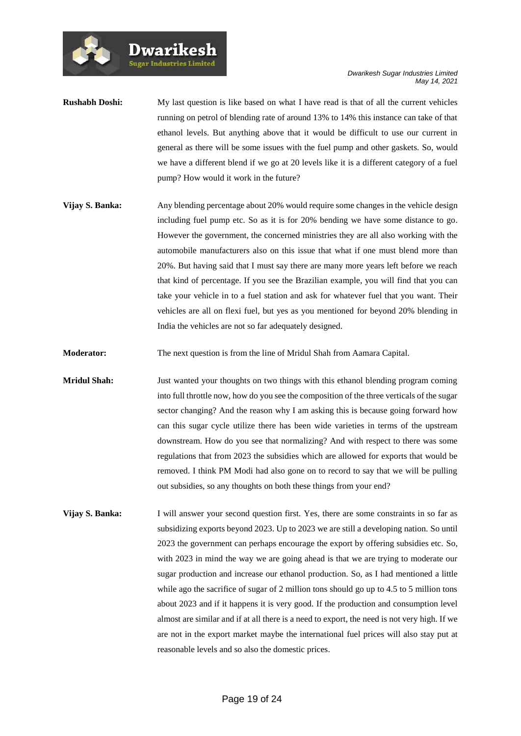**Rushabh Doshi:** My last question is like based on what I have read is that of all the current vehicles running on petrol of blending rate of around 13% to 14% this instance can take of that ethanol levels. But anything above that it would be difficult to use our current in general as there will be some issues with the fuel pump and other gaskets. So, would we have a different blend if we go at 20 levels like it is a different category of a fuel pump? How would it work in the future?

**Vijay S. Banka:** Any blending percentage about 20% would require some changes in the vehicle design including fuel pump etc. So as it is for 20% bending we have some distance to go. However the government, the concerned ministries they are all also working with the automobile manufacturers also on this issue that what if one must blend more than 20%. But having said that I must say there are many more years left before we reach that kind of percentage. If you see the Brazilian example, you will find that you can take your vehicle in to a fuel station and ask for whatever fuel that you want. Their vehicles are all on flexi fuel, but yes as you mentioned for beyond 20% blending in India the vehicles are not so far adequately designed.

**Moderator:** The next question is from the line of Mridul Shah from Aamara Capital.

**Mridul Shah:** Just wanted your thoughts on two things with this ethanol blending program coming into full throttle now, how do you see the composition of the three verticals of the sugar sector changing? And the reason why I am asking this is because going forward how can this sugar cycle utilize there has been wide varieties in terms of the upstream downstream. How do you see that normalizing? And with respect to there was some regulations that from 2023 the subsidies which are allowed for exports that would be removed. I think PM Modi had also gone on to record to say that we will be pulling out subsidies, so any thoughts on both these things from your end?

**Vijay S. Banka:** I will answer your second question first. Yes, there are some constraints in so far as subsidizing exports beyond 2023. Up to 2023 we are still a developing nation. So until 2023 the government can perhaps encourage the export by offering subsidies etc. So, with 2023 in mind the way we are going ahead is that we are trying to moderate our sugar production and increase our ethanol production. So, as I had mentioned a little while ago the sacrifice of sugar of 2 million tons should go up to 4.5 to 5 million tons about 2023 and if it happens it is very good. If the production and consumption level almost are similar and if at all there is a need to export, the need is not very high. If we are not in the export market maybe the international fuel prices will also stay put at reasonable levels and so also the domestic prices.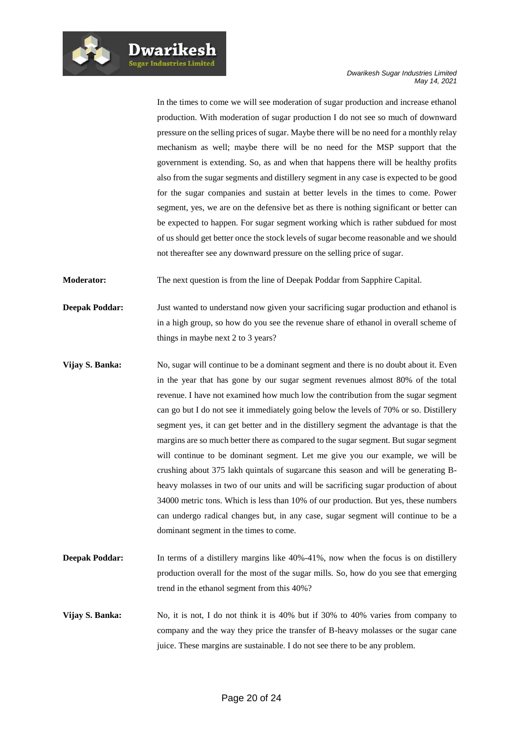In the times to come we will see moderation of sugar production and increase ethanol production. With moderation of sugar production I do not see so much of downward pressure on the selling prices of sugar. Maybe there will be no need for a monthly relay mechanism as well; maybe there will be no need for the MSP support that the government is extending. So, as and when that happens there will be healthy profits also from the sugar segments and distillery segment in any case is expected to be good for the sugar companies and sustain at better levels in the times to come. Power segment, yes, we are on the defensive bet as there is nothing significant or better can be expected to happen. For sugar segment working which is rather subdued for most of us should get better once the stock levels of sugar become reasonable and we should not thereafter see any downward pressure on the selling price of sugar.

**Moderator:** The next question is from the line of Deepak Poddar from Sapphire Capital.

**Deepak Poddar:** Just wanted to understand now given your sacrificing sugar production and ethanol is in a high group, so how do you see the revenue share of ethanol in overall scheme of things in maybe next 2 to 3 years?

**Vijay S. Banka:** No, sugar will continue to be a dominant segment and there is no doubt about it. Even in the year that has gone by our sugar segment revenues almost 80% of the total revenue. I have not examined how much low the contribution from the sugar segment can go but I do not see it immediately going below the levels of 70% or so. Distillery segment yes, it can get better and in the distillery segment the advantage is that the margins are so much better there as compared to the sugar segment. But sugar segment will continue to be dominant segment. Let me give you our example, we will be crushing about 375 lakh quintals of sugarcane this season and will be generating B-heavy molasses in two of our units and will be sacrificing sugar production of about 34000 metric tons. Which is less than 10% of our production. But yes, these numbers can undergo radical changes but, in any case, sugar segment will continue to be a dominant segment in the times to come.

**Deepak Poddar:** In terms of a distillery margins like 40%-41%, now when the focus is on distillery production overall for the most of the sugar mills. So, how do you see that emerging trend in the ethanol segment from this 40%?

**Vijay S. Banka:** No, it is not, I do not think it is 40% but if 30% to 40% varies from company to company and the way they price the transfer of B-heavy molasses or the sugar cane juice. These margins are sustainable. I do not see there to be any problem.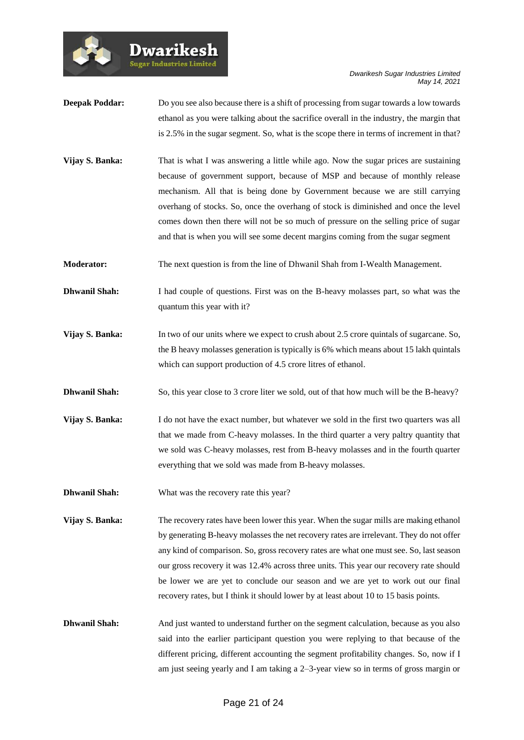**Deepak Poddar:** Do you see also because there is a shift of processing from sugar towards a low towards ethanol as you were talking about the sacrifice overall in the industry, the margin that is 2.5% in the sugar segment. So, what is the scope there in terms of increment in that?

**Vijay S. Banka:** That is what I was answering a little while ago. Now the sugar prices are sustaining because of government support, because of MSP and because of monthly release mechanism. All that is being done by Government because we are still carrying overhang of stocks. So, once the overhang of stock is diminished and once the level comes down then there will not be so much of pressure on the selling price of sugar and that is when you will see some decent margins coming from the sugar segment

**Moderator:** The next question is from the line of Dhwanil Shah from I-Wealth Management.

**Dhwanil Shah:** I had couple of questions. First was on the B-heavy molasses part, so what was the quantum this year with it?

**Vijay S. Banka:** In two of our units where we expect to crush about 2.5 crore quintals of sugarcane. So, the B heavy molasses generation is typically is 6% which means about 15 lakh quintals which can support production of 4.5 crore litres of ethanol.

**Dhwanil Shah:** So, this year close to 3 crore liter we sold, out of that how much will be the B-heavy?

**Vijay S. Banka:** I do not have the exact number, but whatever we sold in the first two quarters was all that we made from C-heavy molasses. In the third quarter a very paltry quantity that we sold was C-heavy molasses, rest from B-heavy molasses and in the fourth quarter everything that we sold was made from B-heavy molasses.

**Dhwanil Shah:** What was the recovery rate this year?

**Vijay S. Banka:** The recovery rates have been lower this year. When the sugar mills are making ethanol by generating B-heavy molasses the net recovery rates are irrelevant. They do not offer any kind of comparison. So, gross recovery rates are what one must see. So, last season our gross recovery it was 12.4% across three units. This year our recovery rate should be lower we are yet to conclude our season and we are yet to work out our final recovery rates, but I think it should lower by at least about 10 to 15 basis points.

**Dhwanil Shah:** And just wanted to understand further on the segment calculation, because as you also said into the earlier participant question you were replying to that because of the different pricing, different accounting the segment profitability changes. So, now if I am just seeing yearly and I am taking a 2–3-year view so in terms of gross margin or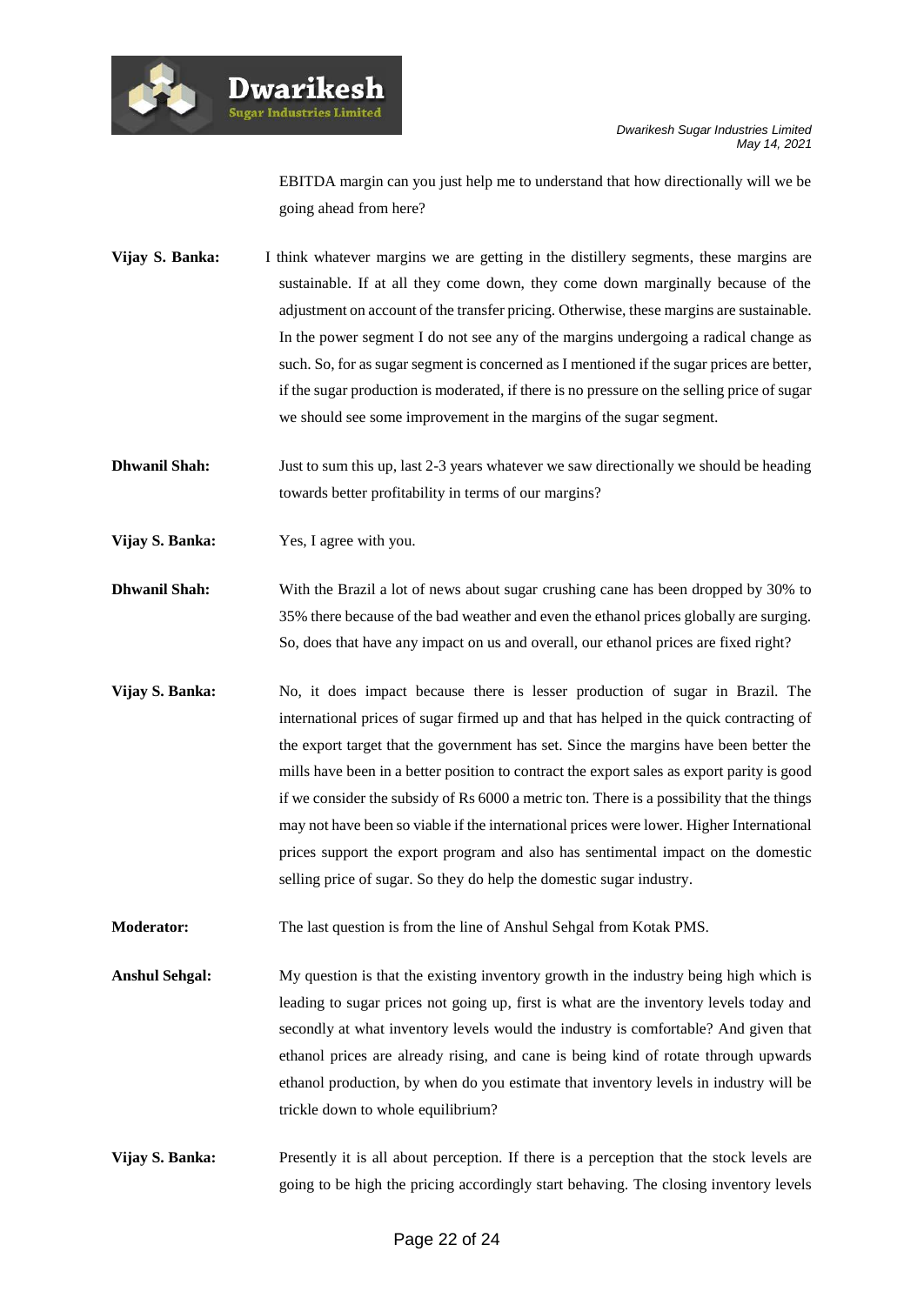EBITDA margin can you just help me to understand that how directionally will we be going ahead from here?

**Vijay S. Banka:** I think whatever margins we are getting in the distillery segments, these margins are sustainable. If at all they come down, they come down marginally because of the adjustment on account of the transfer pricing. Otherwise, these margins are sustainable. In the power segment I do not see any of the margins undergoing a radical change as such. So, for as sugar segment is concerned as I mentioned if the sugar prices are better, if the sugar production is moderated, if there is no pressure on the selling price of sugar we should see some improvement in the margins of the sugar segment.

**Dhwanil Shah:** Just to sum this up, last 2-3 years whatever we saw directionally we should be heading towards better profitability in terms of our margins?

**Vijay S. Banka:** Yes, I agree with you.

**Dhwanil Shah:** With the Brazil a lot of news about sugar crushing cane has been dropped by 30% to 35% there because of the bad weather and even the ethanol prices globally are surging. So, does that have any impact on us and overall, our ethanol prices are fixed right?

**Vijay S. Banka:** No, it does impact because there is lesser production of sugar in Brazil. The international prices of sugar firmed up and that has helped in the quick contracting of the export target that the government has set. Since the margins have been better the mills have been in a better position to contract the export sales as export parity is good if we consider the subsidy of Rs 6000 a metric ton. There is a possibility that the things may not have been so viable if the international prices were lower. Higher International prices support the export program and also has sentimental impact on the domestic selling price of sugar. So they do help the domestic sugar industry.

**Moderator:** The last question is from the line of Anshul Sehgal from Kotak PMS.

**Anshul Sehgal:** My question is that the existing inventory growth in the industry being high which is leading to sugar prices not going up, first is what are the inventory levels today and secondly at what inventory levels would the industry is comfortable? And given that ethanol prices are already rising, and cane is being kind of rotate through upwards ethanol production, by when do you estimate that inventory levels in industry will be trickle down to whole equilibrium?

**Vijay S. Banka:** Presently it is all about perception. If there is a perception that the stock levels are going to be high the pricing accordingly start behaving. The closing inventory levels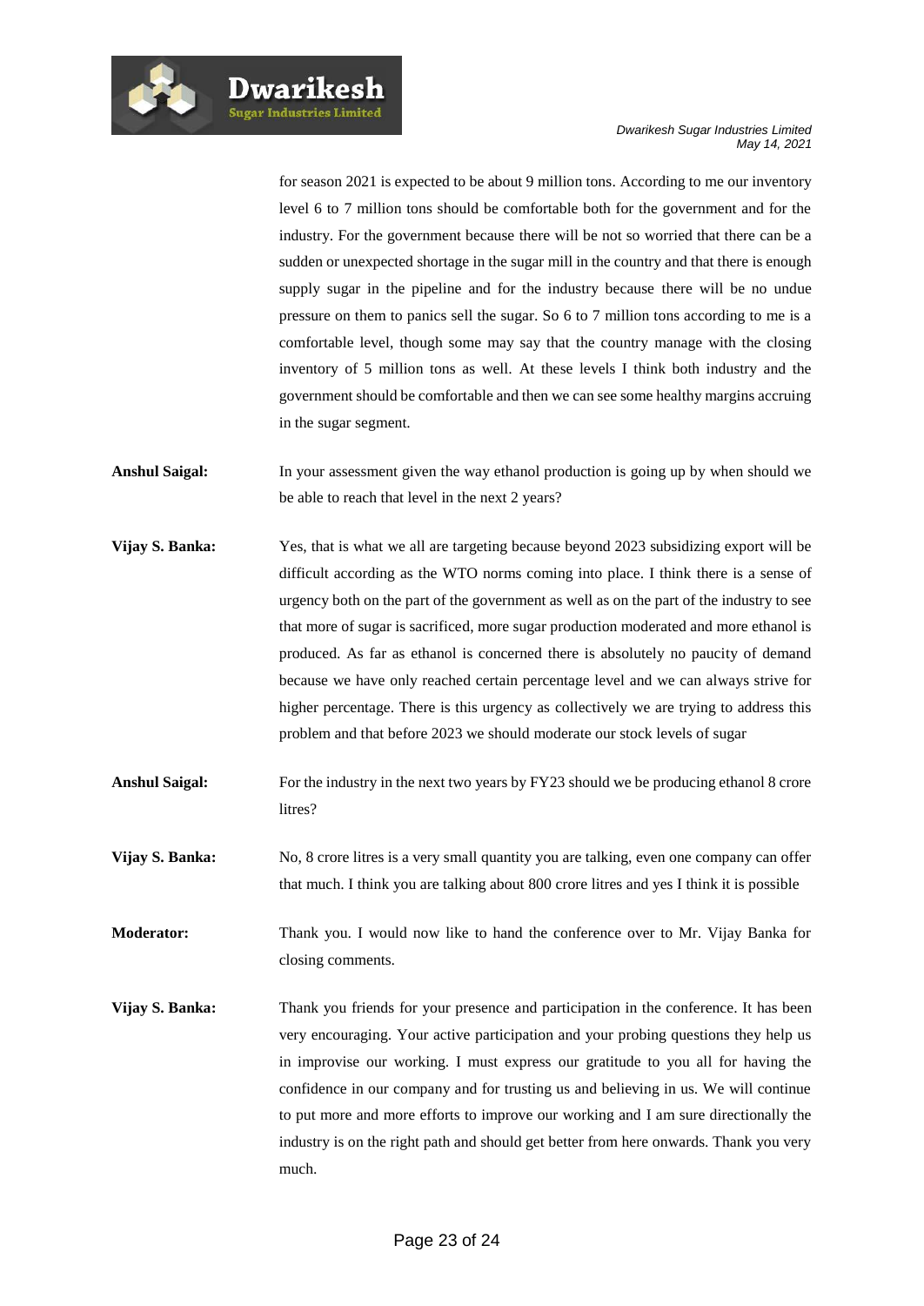for season 2021 is expected to be about 9 million tons. According to me our inventory level 6 to 7 million tons should be comfortable both for the government and for the industry. For the government because there will be not so worried that there can be a sudden or unexpected shortage in the sugar mill in the country and that there is enough supply sugar in the pipeline and for the industry because there will be no undue pressure on them to panics sell the sugar. So 6 to 7 million tons according to me is a comfortable level, though some may say that the country manage with the closing inventory of 5 million tons as well. At these levels I think both industry and the government should be comfortable and then we can see some healthy margins accruing in the sugar segment.

**Anshul Saigal:** In your assessment given the way ethanol production is going up by when should we be able to reach that level in the next 2 years?

**Vijay S. Banka:** Yes, that is what we all are targeting because beyond 2023 subsidizing export will be difficult according as the WTO norms coming into place. I think there is a sense of urgency both on the part of the government as well as on the part of the industry to see that more of sugar is sacrificed, more sugar production moderated and more ethanol is produced. As far as ethanol is concerned there is absolutely no paucity of demand because we have only reached certain percentage level and we can always strive for higher percentage. There is this urgency as collectively we are trying to address this problem and that before 2023 we should moderate our stock levels of sugar

**Anshul Saigal:** For the industry in the next two years by FY23 should we be producing ethanol 8 crore litres?

**Vijay S. Banka:** No, 8 crore litres is a very small quantity you are talking, even one company can offer that much. I think you are talking about 800 crore litres and yes I think it is possible

**Moderator:** Thank you. I would now like to hand the conference over to Mr. Vijay Banka for closing comments.

**Vijay S. Banka:** Thank you friends for your presence and participation in the conference. It has been very encouraging. Your active participation and your probing questions they help us in improvise our working. I must express our gratitude to you all for having the confidence in our company and for trusting us and believing in us. We will continue to put more and more efforts to improve our working and I am sure directionally the industry is on the right path and should get better from here onwards. Thank you very much.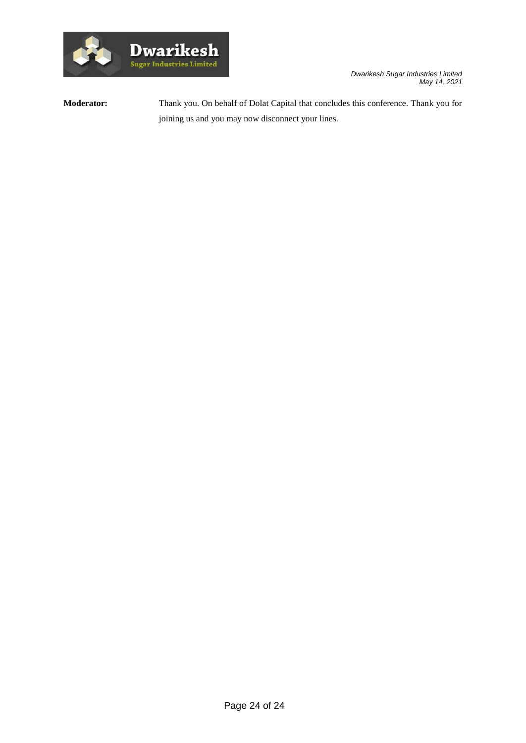**Moderator:** Thank you. On behalf of Dolat Capital that concludes this conference. Thank you for joining us and you may now disconnect your lines.